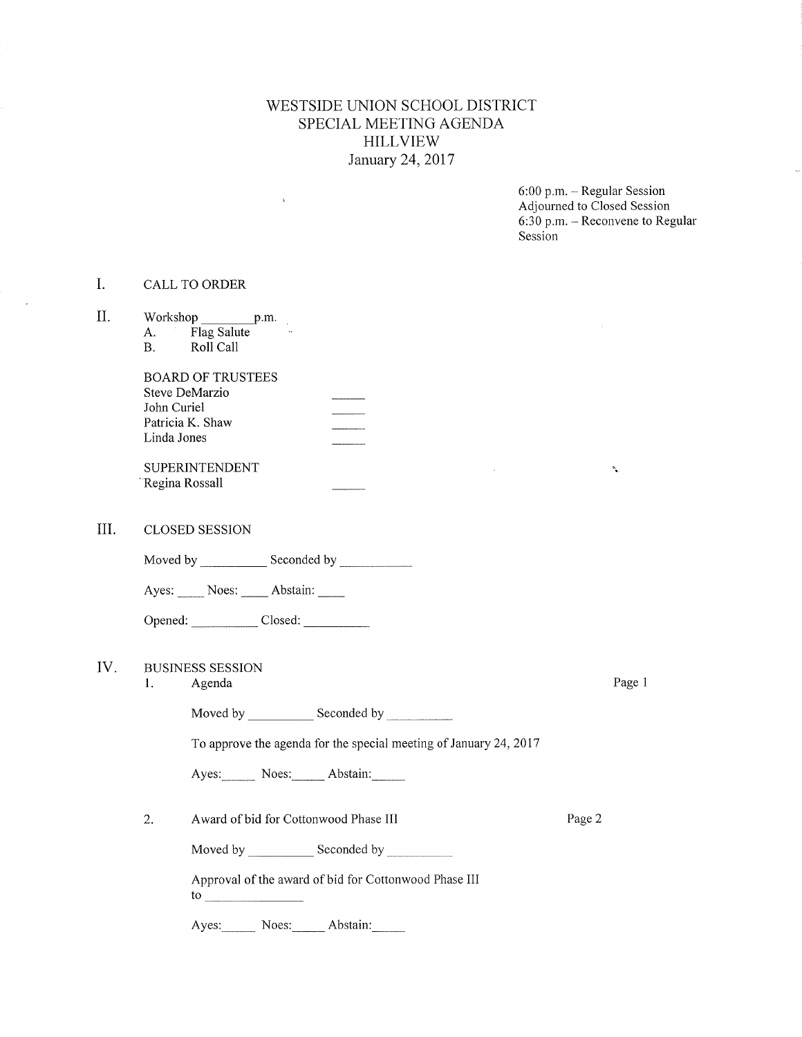# WESTSIDE UNION SCHOOL DISTRICT
## SPECIAL MEETING AGENDA
## HILLVIEW
## January 24, 2017

6:00 p.m. – Regular Session
Adjourned to Closed Session
6:30 p.m. – Reconvene to Regular Session

I. CALL TO ORDER

II. Workshop ________ p.m.
   A. Flag Salute
   B. Roll Call

BOARD OF TRUSTEES
Steve DeMarzio _____
John Curiel _____
Patricia K. Shaw _____
Linda Jones _____

SUPERINTENDENT
Regina Rossall _____

III. CLOSED SESSION

Moved by __________ Seconded by __________

Ayes: ____ Noes: ____ Abstain: ____

Opened: __________ Closed: __________

IV. BUSINESS SESSION

1. Agenda — Page 1

   Moved by __________ Seconded by __________

   To approve the agenda for the special meeting of January 24, 2017

   Ayes:_____ Noes:_____ Abstain:_____

2. Award of bid for Cottonwood Phase III — Page 2

   Moved by __________ Seconded by __________

   Approval of the award of bid for Cottonwood Phase III to ______________

   Ayes:_____ Noes:_____ Abstain:_____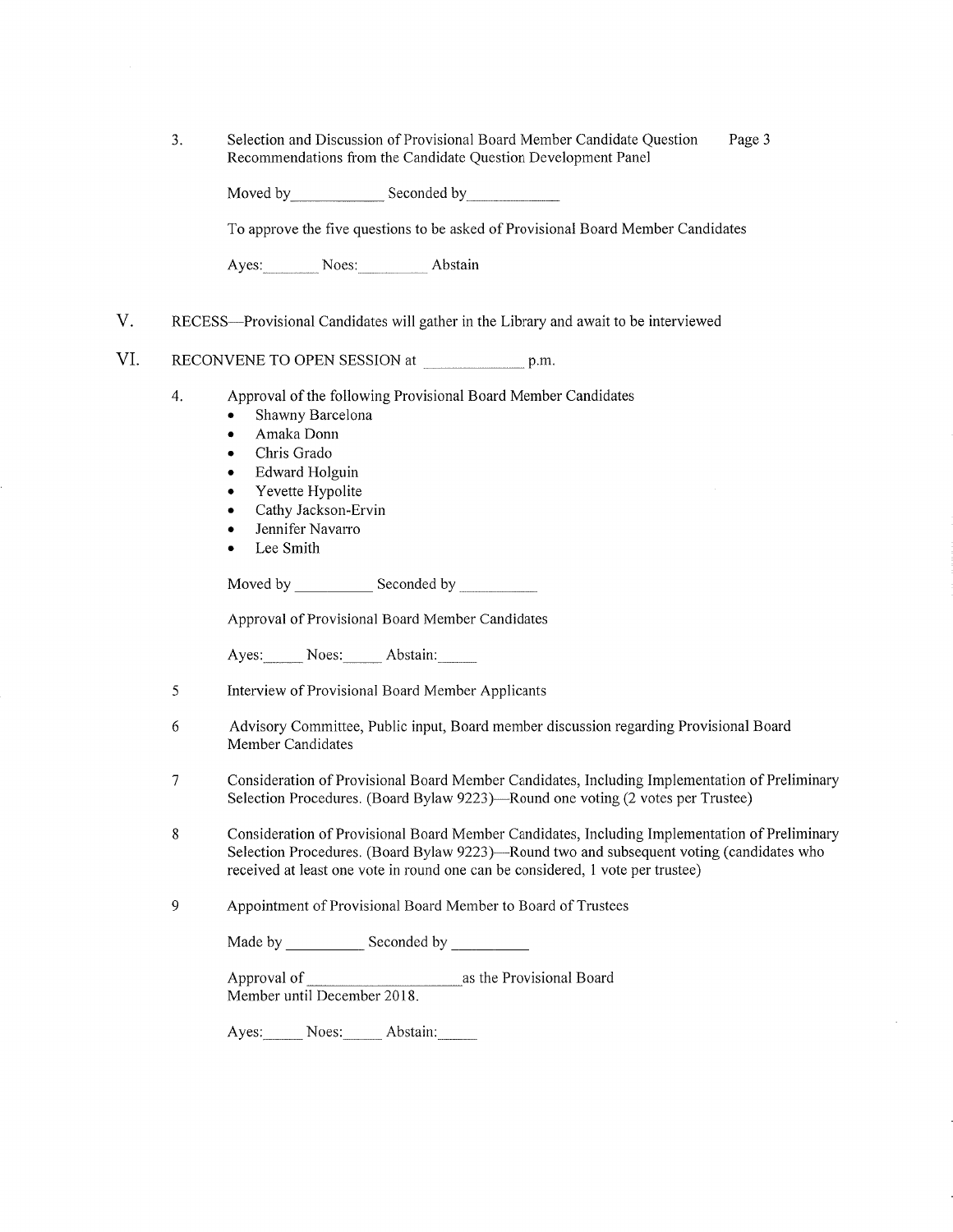3. Selection and Discussion of Provisional Board Member Candidate Question Recommendations from the Candidate Question Development Panel Page 3

   Moved by\_\_\_\_\_\_\_\_\_\_\_\_ Seconded by\_\_\_\_\_\_\_\_\_\_\_\_

   To approve the five questions to be asked of Provisional Board Member Candidates

   Ayes:\_\_\_\_\_\_\_\_ Noes:\_\_\_\_\_\_\_\_\_\_ Abstain

V. RECESS—Provisional Candidates will gather in the Library and await to be interviewed

VI. RECONVENE TO OPEN SESSION at \_\_\_\_\_\_\_\_\_\_\_\_\_\_ p.m.

4. Approval of the following Provisional Board Member Candidates
   - Shawny Barcelona
   - Amaka Donn
   - Chris Grado
   - Edward Holguin
   - Yevette Hypolite
   - Cathy Jackson-Ervin
   - Jennifer Navarro
   - Lee Smith

   Moved by \_\_\_\_\_\_\_\_\_\_ Seconded by \_\_\_\_\_\_\_\_\_\_

   Approval of Provisional Board Member Candidates

   Ayes:\_\_\_\_\_ Noes:\_\_\_\_\_ Abstain:\_\_\_\_\_

5 Interview of Provisional Board Member Applicants

6 Advisory Committee, Public input, Board member discussion regarding Provisional Board Member Candidates

7 Consideration of Provisional Board Member Candidates, Including Implementation of Preliminary Selection Procedures. (Board Bylaw 9223)—Round one voting (2 votes per Trustee)

8 Consideration of Provisional Board Member Candidates, Including Implementation of Preliminary Selection Procedures. (Board Bylaw 9223)—Round two and subsequent voting (candidates who received at least one vote in round one can be considered, 1 vote per trustee)

9 Appointment of Provisional Board Member to Board of Trustees

   Made by \_\_\_\_\_\_\_\_\_\_ Seconded by \_\_\_\_\_\_\_\_\_\_

   Approval of \_\_\_\_\_\_\_\_\_\_\_\_\_\_\_\_\_\_\_\_\_\_as the Provisional Board Member until December 2018.

   Ayes:\_\_\_\_\_ Noes:\_\_\_\_\_ Abstain:\_\_\_\_\_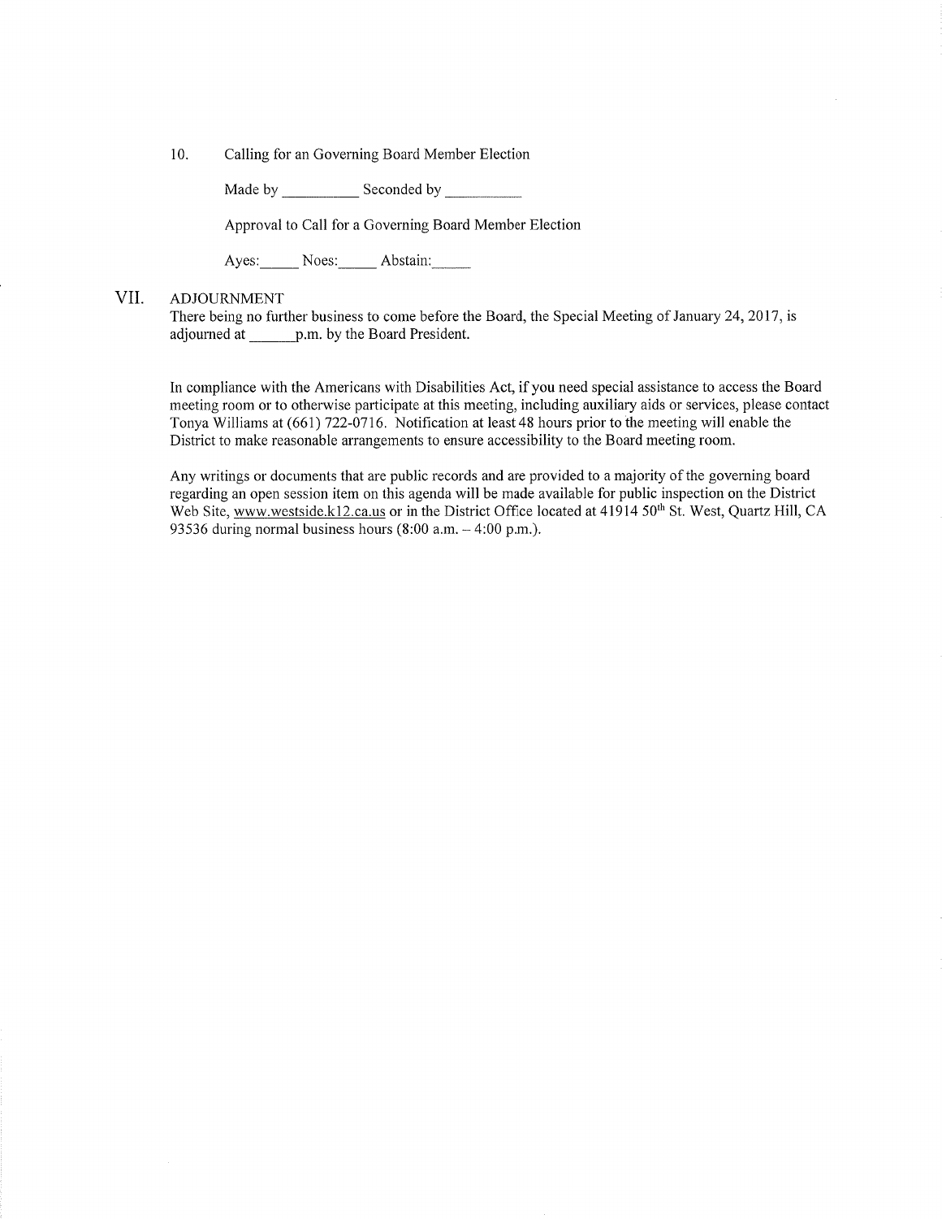10. Calling for an Governing Board Member Election

    Made by __________ Seconded by __________

    Approval to Call for a Governing Board Member Election

    Ayes:_____ Noes:_____ Abstain:_____

## VII. ADJOURNMENT

There being no further business to come before the Board, the Special Meeting of January 24, 2017, is adjourned at ______p.m. by the Board President.

In compliance with the Americans with Disabilities Act, if you need special assistance to access the Board meeting room or to otherwise participate at this meeting, including auxiliary aids or services, please contact Tonya Williams at (661) 722-0716. Notification at least 48 hours prior to the meeting will enable the District to make reasonable arrangements to ensure accessibility to the Board meeting room.

Any writings or documents that are public records and are provided to a majority of the governing board regarding an open session item on this agenda will be made available for public inspection on the District Web Site, www.westside.k12.ca.us or in the District Office located at 41914 50th St. West, Quartz Hill, CA 93536 during normal business hours (8:00 a.m. – 4:00 p.m.).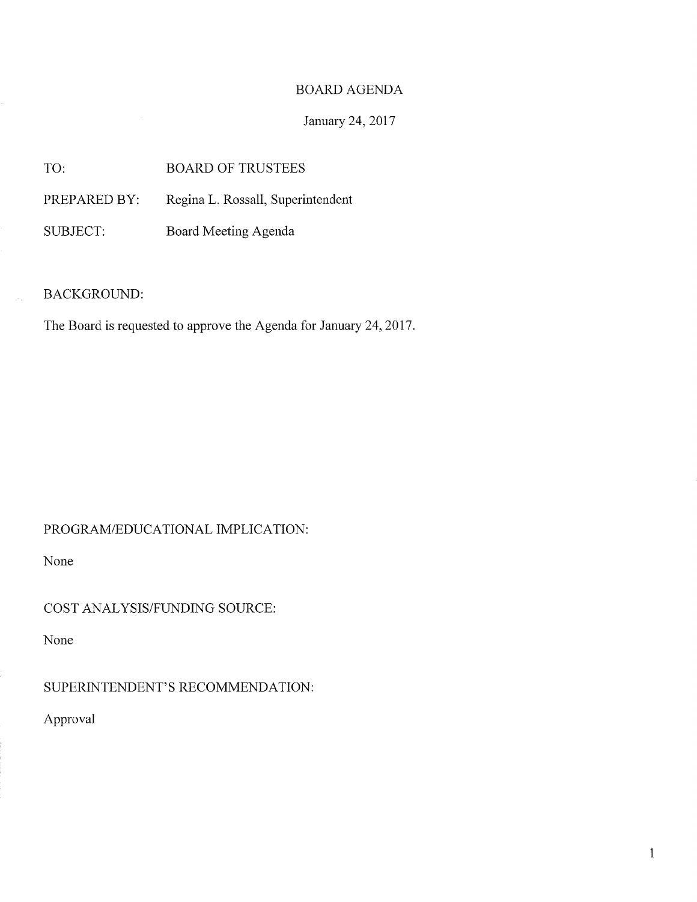BOARD AGENDA

January 24, 2017

TO: BOARD OF TRUSTEES

PREPARED BY: Regina L. Rossall, Superintendent

SUBJECT: Board Meeting Agenda

BACKGROUND:

The Board is requested to approve the Agenda for January 24, 2017.

PROGRAM/EDUCATIONAL IMPLICATION:

None

COST ANALYSIS/FUNDING SOURCE:

None

SUPERINTENDENT'S RECOMMENDATION:

Approval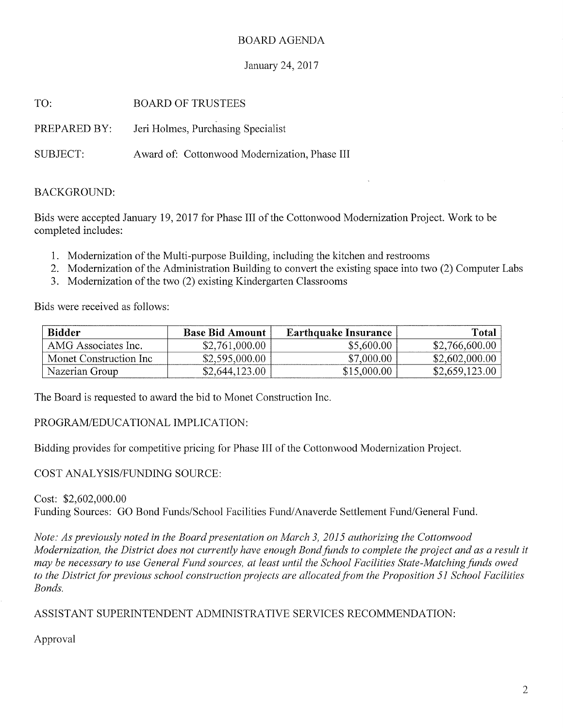BOARD AGENDA

January 24, 2017

TO: BOARD OF TRUSTEES

PREPARED BY: Jeri Holmes, Purchasing Specialist

SUBJECT: Award of: Cottonwood Modernization, Phase III

BACKGROUND:

Bids were accepted January 19, 2017 for Phase III of the Cottonwood Modernization Project. Work to be completed includes:

1. Modernization of the Multi-purpose Building, including the kitchen and restrooms
2. Modernization of the Administration Building to convert the existing space into two (2) Computer Labs
3. Modernization of the two (2) existing Kindergarten Classrooms

Bids were received as follows:

| Bidder | Base Bid Amount | Earthquake Insurance | Total |
|---|---|---|---|
| AMG Associates Inc. | $2,761,000.00 | $5,600.00 | $2,766,600.00 |
| Monet Construction Inc | $2,595,000.00 | $7,000.00 | $2,602,000.00 |
| Nazerian Group | $2,644,123.00 | $15,000.00 | $2,659,123.00 |

The Board is requested to award the bid to Monet Construction Inc.

PROGRAM/EDUCATIONAL IMPLICATION:

Bidding provides for competitive pricing for Phase III of the Cottonwood Modernization Project.

COST ANALYSIS/FUNDING SOURCE:

Cost: $2,602,000.00
Funding Sources: GO Bond Funds/School Facilities Fund/Anaverde Settlement Fund/General Fund.

*Note: As previously noted in the Board presentation on March 3, 2015 authorizing the Cottonwood Modernization, the District does not currently have enough Bond funds to complete the project and as a result it may be necessary to use General Fund sources, at least until the School Facilities State-Matching funds owed to the District for previous school construction projects are allocated from the Proposition 51 School Facilities Bonds.*

ASSISTANT SUPERINTENDENT ADMINISTRATIVE SERVICES RECOMMENDATION:

Approval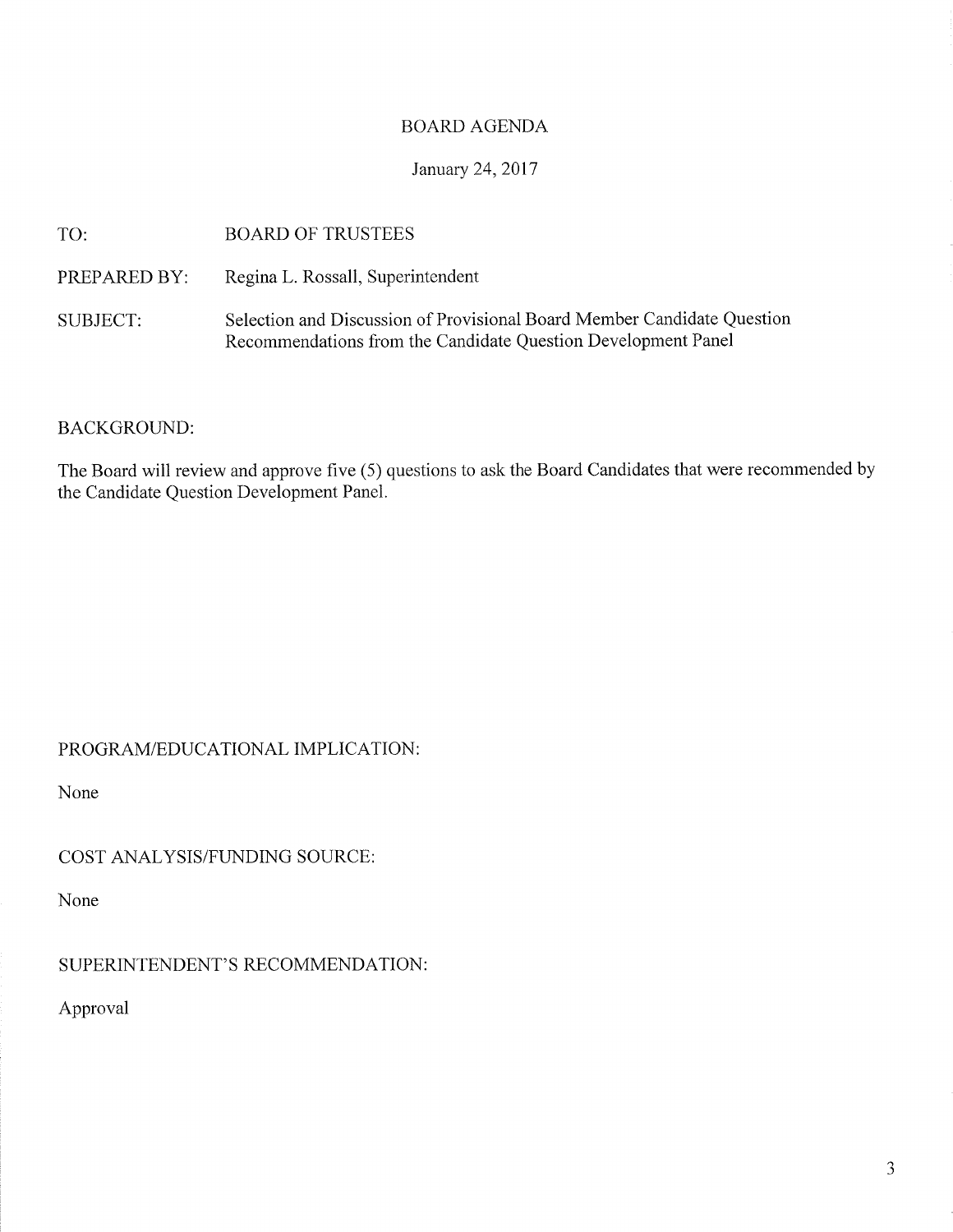# BOARD AGENDA

January 24, 2017

| | |
|---|---|
| TO: | BOARD OF TRUSTEES |
| PREPARED BY: | Regina L. Rossall, Superintendent |
| SUBJECT: | Selection and Discussion of Provisional Board Member Candidate Question Recommendations from the Candidate Question Development Panel |

BACKGROUND:

The Board will review and approve five (5) questions to ask the Board Candidates that were recommended by the Candidate Question Development Panel.

PROGRAM/EDUCATIONAL IMPLICATION:

None

COST ANALYSIS/FUNDING SOURCE:

None

SUPERINTENDENT'S RECOMMENDATION:

Approval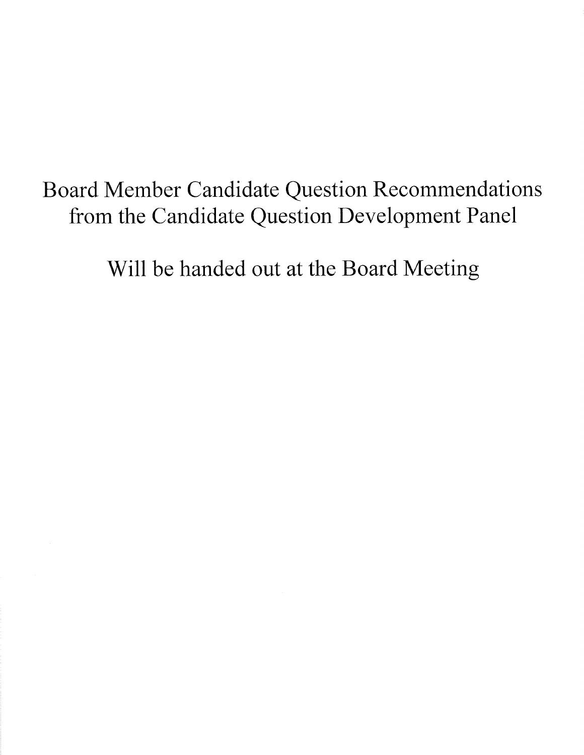Board Member Candidate Question Recommendations from the Candidate Question Development Panel

Will be handed out at the Board Meeting